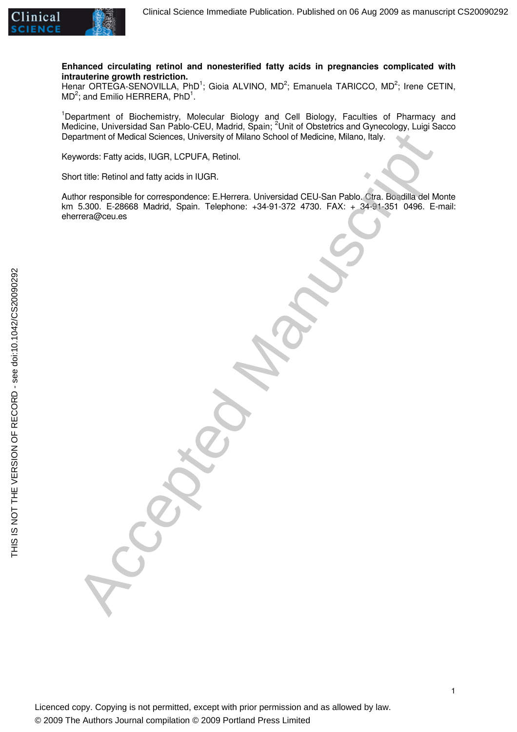**Enhanced circulating retinol and nonesterified fatty acids in pregnancies complicated with intrauterine growth restriction.**

Henar ORTEGA-SENOVILLA, PhD[1]; Gioia ALVINO, MD[2]; Emanuela TARICCO, MD[2]; Irene CETIN, MD[2]; and Emilio HERRERA, PhD[1].

[1]Department of Biochemistry, Molecular Biology and Cell Biology, Faculties of Pharmacy and Medicine, Universidad San Pablo-CEU, Madrid, Spain; [2]Unit of Obstetrics and Gynecology, Luigi Sacco Department of Medical Sciences, University of Milano School of Medicine, Milano, Italy.

Keywords: Fatty acids, IUGR, LCPUFA, Retinol.

Short title: Retinol and fatty acids in IUGR.

Author responsible for correspondence: E.Herrera. Universidad CEU-San Pablo. Ctra. Boadilla del Monte km 5.300. E-28668 Madrid, Spain. Telephone: +34-91-372 4730. FAX: + 34-91-351 0496. E-mail: eherrera@ceu.es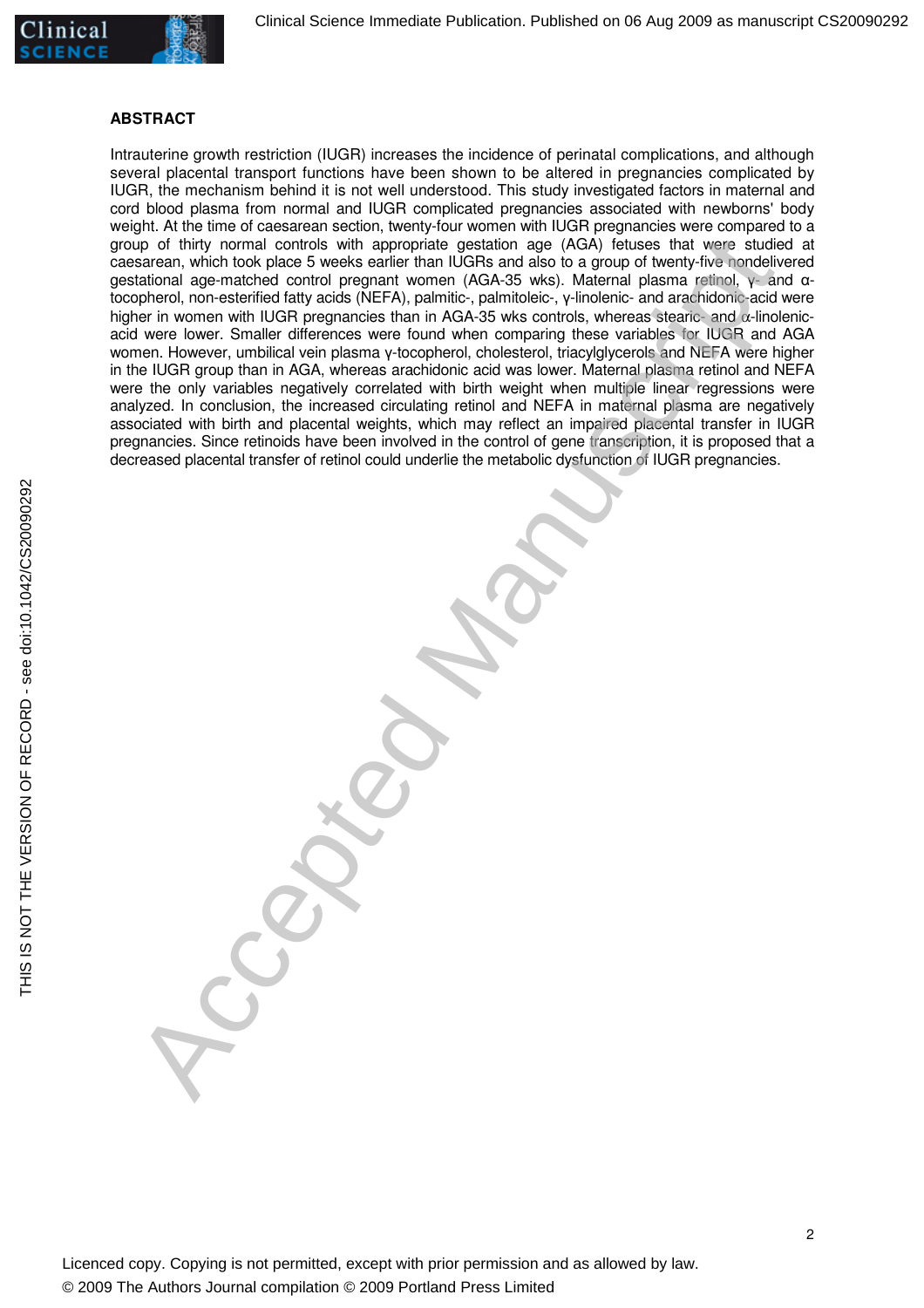## ABSTRACT

Intrauterine growth restriction (IUGR) increases the incidence of perinatal complications, and although several placental transport functions have been shown to be altered in pregnancies complicated by IUGR, the mechanism behind it is not well understood. This study investigated factors in maternal and cord blood plasma from normal and IUGR complicated pregnancies associated with newborns' body weight. At the time of caesarean section, twenty-four women with IUGR pregnancies were compared to a group of thirty normal controls with appropriate gestation age (AGA) fetuses that were studied at caesarean, which took place 5 weeks earlier than IUGRs and also to a group of twenty-five nondelivered gestational age-matched control pregnant women (AGA-35 wks). Maternal plasma retinol, γ- and α-tocopherol, non-esterified fatty acids (NEFA), palmitic-, palmitoleic-, γ-linolenic- and arachidonic-acid were higher in women with IUGR pregnancies than in AGA-35 wks controls, whereas stearic- and α-linolenic-acid were lower. Smaller differences were found when comparing these variables for IUGR and AGA women. However, umbilical vein plasma γ-tocopherol, cholesterol, triacylglycerols and NEFA were higher in the IUGR group than in AGA, whereas arachidonic acid was lower. Maternal plasma retinol and NEFA were the only variables negatively correlated with birth weight when multiple linear regressions were analyzed. In conclusion, the increased circulating retinol and NEFA in maternal plasma are negatively associated with birth and placental weights, which may reflect an impaired placental transfer in IUGR pregnancies. Since retinoids have been involved in the control of gene transcription, it is proposed that a decreased placental transfer of retinol could underlie the metabolic dysfunction of IUGR pregnancies.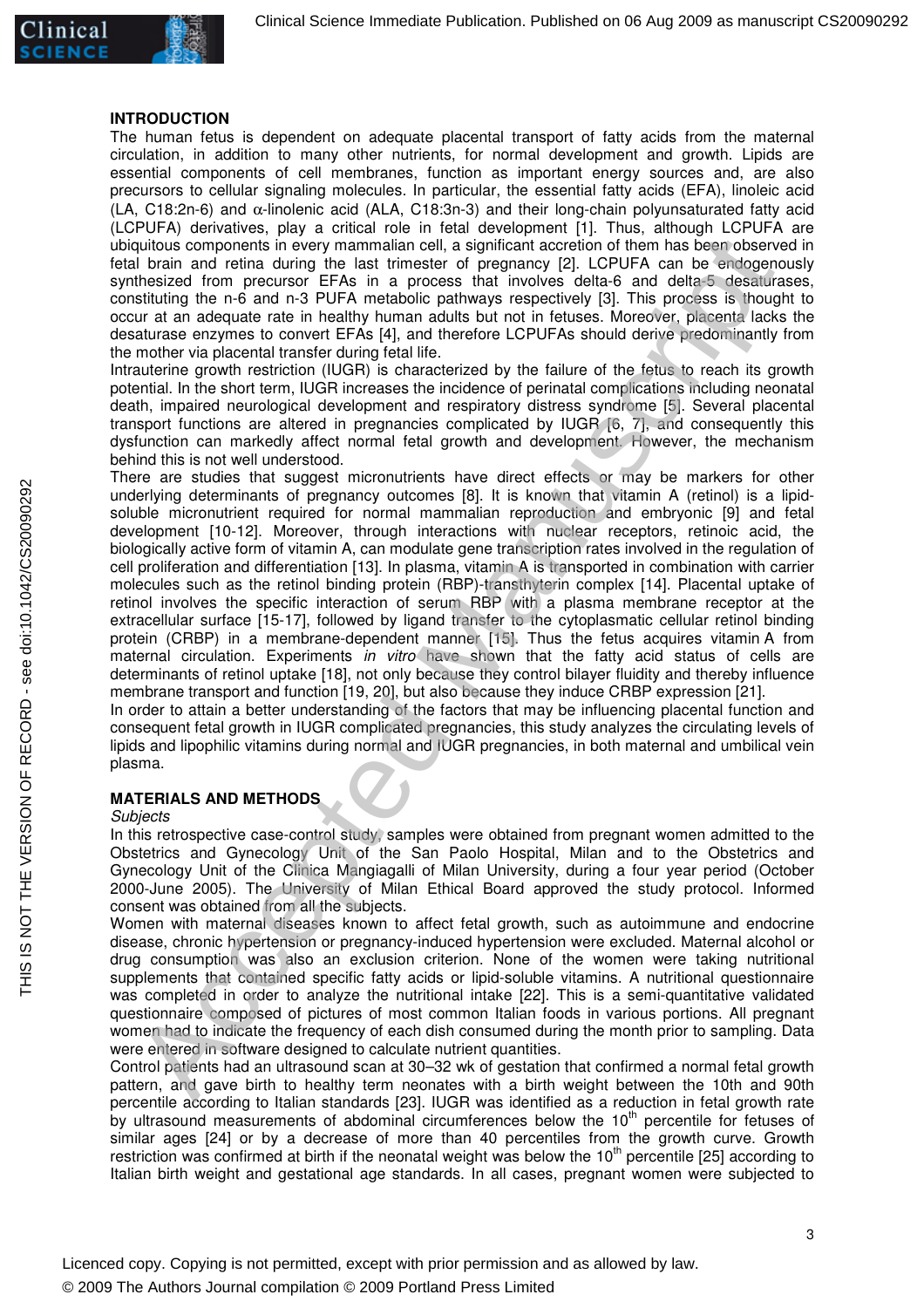## INTRODUCTION

The human fetus is dependent on adequate placental transport of fatty acids from the maternal circulation, in addition to many other nutrients, for normal development and growth. Lipids are essential components of cell membranes, function as important energy sources and, are also precursors to cellular signaling molecules. In particular, the essential fatty acids (EFA), linoleic acid (LA, C18:2n-6) and α-linolenic acid (ALA, C18:3n-3) and their long-chain polyunsaturated fatty acid (LCPUFA) derivatives, play a critical role in fetal development [1]. Thus, although LCPUFA are ubiquitous components in every mammalian cell, a significant accretion of them has been observed in fetal brain and retina during the last trimester of pregnancy [2]. LCPUFA can be endogenously synthesized from precursor EFAs in a process that involves delta-6 and delta-5 desaturases, constituting the n-6 and n-3 PUFA metabolic pathways respectively [3]. This process is thought to occur at an adequate rate in healthy human adults but not in fetuses. Moreover, placenta lacks the desaturase enzymes to convert EFAs [4], and therefore LCPUFAs should derive predominantly from the mother via placental transfer during fetal life.

Intrauterine growth restriction (IUGR) is characterized by the failure of the fetus to reach its growth potential. In the short term, IUGR increases the incidence of perinatal complications including neonatal death, impaired neurological development and respiratory distress syndrome [5]. Several placental transport functions are altered in pregnancies complicated by IUGR [6, 7], and consequently this dysfunction can markedly affect normal fetal growth and development. However, the mechanism behind this is not well understood.

There are studies that suggest micronutrients have direct effects or may be markers for other underlying determinants of pregnancy outcomes [8]. It is known that vitamin A (retinol) is a lipid-soluble micronutrient required for normal mammalian reproduction and embryonic [9] and fetal development [10-12]. Moreover, through interactions with nuclear receptors, retinoic acid, the biologically active form of vitamin A, can modulate gene transcription rates involved in the regulation of cell proliferation and differentiation [13]. In plasma, vitamin A is transported in combination with carrier molecules such as the retinol binding protein (RBP)-transthyterin complex [14]. Placental uptake of retinol involves the specific interaction of serum RBP with a plasma membrane receptor at the extracellular surface [15-17], followed by ligand transfer to the cytoplasmatic cellular retinol binding protein (CRBP) in a membrane-dependent manner [15]. Thus the fetus acquires vitamin A from maternal circulation. Experiments *in vitro* have shown that the fatty acid status of cells are determinants of retinol uptake [18], not only because they control bilayer fluidity and thereby influence membrane transport and function [19, 20], but also because they induce CRBP expression [21].

In order to attain a better understanding of the factors that may be influencing placental function and consequent fetal growth in IUGR complicated pregnancies, this study analyzes the circulating levels of lipids and lipophilic vitamins during normal and IUGR pregnancies, in both maternal and umbilical vein plasma.

## MATERIALS AND METHODS

*Subjects*

In this retrospective case-control study, samples were obtained from pregnant women admitted to the Obstetrics and Gynecology Unit of the San Paolo Hospital, Milan and to the Obstetrics and Gynecology Unit of the Clinica Mangiagalli of Milan University, during a four year period (October 2000-June 2005). The University of Milan Ethical Board approved the study protocol. Informed consent was obtained from all the subjects.

Women with maternal diseases known to affect fetal growth, such as autoimmune and endocrine disease, chronic hypertension or pregnancy-induced hypertension were excluded. Maternal alcohol or drug consumption was also an exclusion criterion. None of the women were taking nutritional supplements that contained specific fatty acids or lipid-soluble vitamins. A nutritional questionnaire was completed in order to analyze the nutritional intake [22]. This is a semi-quantitative validated questionnaire composed of pictures of most common Italian foods in various portions. All pregnant women had to indicate the frequency of each dish consumed during the month prior to sampling. Data were entered in software designed to calculate nutrient quantities.

Control patients had an ultrasound scan at 30–32 wk of gestation that confirmed a normal fetal growth pattern, and gave birth to healthy term neonates with a birth weight between the 10th and 90th percentile according to Italian standards [23]. IUGR was identified as a reduction in fetal growth rate by ultrasound measurements of abdominal circumferences below the 10$^{th}$ percentile for fetuses of similar ages [24] or by a decrease of more than 40 percentiles from the growth curve. Growth restriction was confirmed at birth if the neonatal weight was below the 10$^{th}$ percentile [25] according to Italian birth weight and gestational age standards. In all cases, pregnant women were subjected to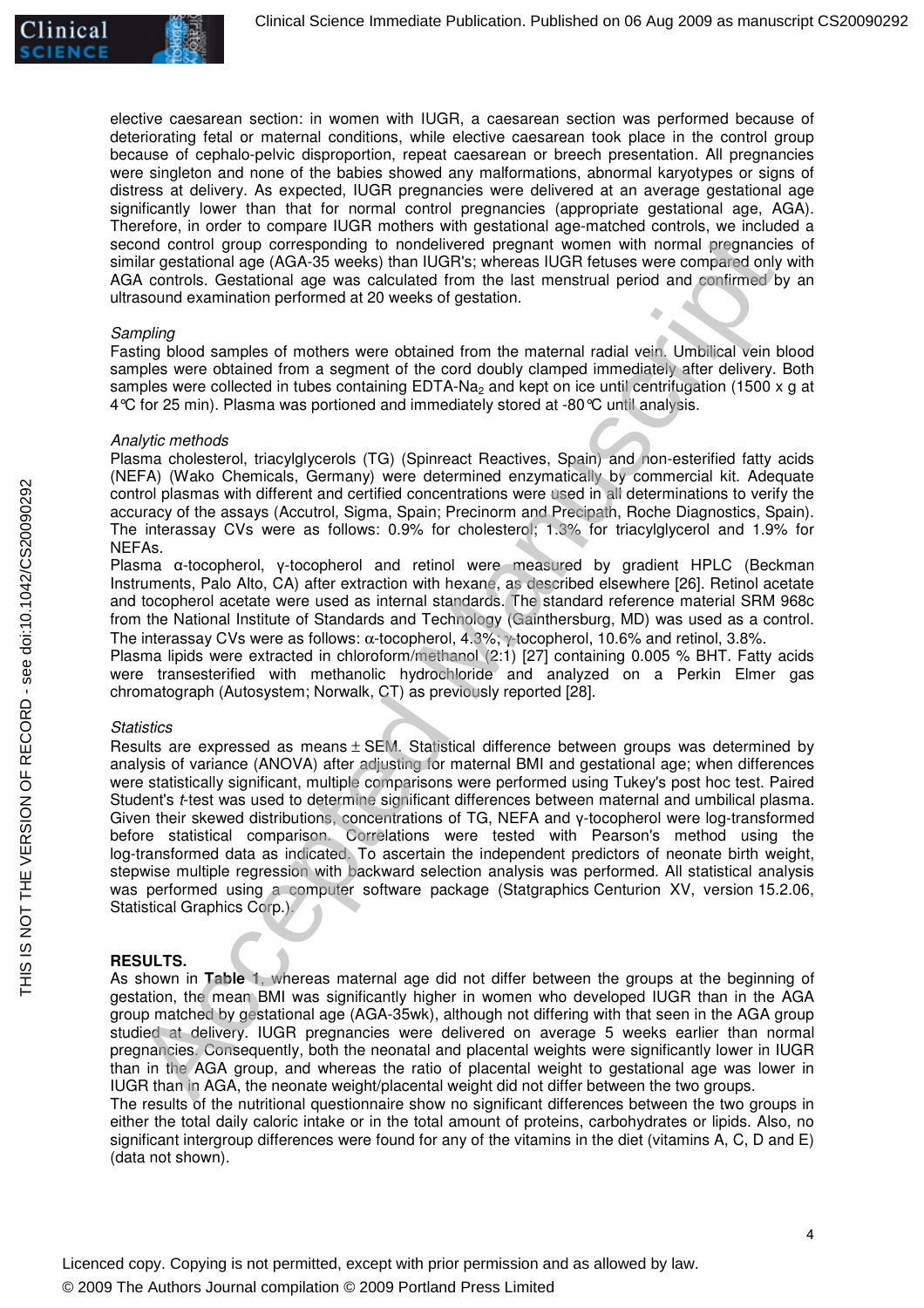elective caesarean section: in women with IUGR, a caesarean section was performed because of deteriorating fetal or maternal conditions, while elective caesarean took place in the control group because of cephalo-pelvic disproportion, repeat caesarean or breech presentation. All pregnancies were singleton and none of the babies showed any malformations, abnormal karyotypes or signs of distress at delivery. As expected, IUGR pregnancies were delivered at an average gestational age significantly lower than that for normal control pregnancies (appropriate gestational age, AGA). Therefore, in order to compare IUGR mothers with gestational age-matched controls, we included a second control group corresponding to nondelivered pregnant women with normal pregnancies of similar gestational age (AGA-35 weeks) than IUGR's; whereas IUGR fetuses were compared only with AGA controls. Gestational age was calculated from the last menstrual period and confirmed by an ultrasound examination performed at 20 weeks of gestation.

*Sampling*

Fasting blood samples of mothers were obtained from the maternal radial vein. Umbilical vein blood samples were obtained from a segment of the cord doubly clamped immediately after delivery. Both samples were collected in tubes containing EDTA-$Na_2$ and kept on ice until centrifugation (1500 x g at 4°C for 25 min). Plasma was portioned and immediately stored at -80°C until analysis.

*Analytic methods*

Plasma cholesterol, triacylglycerols (TG) (Spinreact Reactives, Spain) and non-esterified fatty acids (NEFA) (Wako Chemicals, Germany) were determined enzymatically by commercial kit. Adequate control plasmas with different and certified concentrations were used in all determinations to verify the accuracy of the assays (Accutrol, Sigma, Spain; Precinorm and Precipath, Roche Diagnostics, Spain). The interassay CVs were as follows: 0.9% for cholesterol; 1.3% for triacylglycerol and 1.9% for NEFAs.

Plasma α-tocopherol, γ-tocopherol and retinol were measured by gradient HPLC (Beckman Instruments, Palo Alto, CA) after extraction with hexane, as described elsewhere [26]. Retinol acetate and tocopherol acetate were used as internal standards. The standard reference material SRM 968c from the National Institute of Standards and Technology (Gainthersburg, MD) was used as a control. The interassay CVs were as follows: α-tocopherol, 4.3%; γ-tocopherol, 10.6% and retinol, 3.8%.

Plasma lipids were extracted in chloroform/methanol (2:1) [27] containing 0.005 % BHT. Fatty acids were transesterified with methanolic hydrochloride and analyzed on a Perkin Elmer gas chromatograph (Autosystem; Norwalk, CT) as previously reported [28].

*Statistics*

Results are expressed as means ± SEM. Statistical difference between groups was determined by analysis of variance (ANOVA) after adjusting for maternal BMI and gestational age; when differences were statistically significant, multiple comparisons were performed using Tukey's post hoc test. Paired Student's *t*-test was used to determine significant differences between maternal and umbilical plasma. Given their skewed distributions, concentrations of TG, NEFA and γ-tocopherol were log-transformed before statistical comparison. Correlations were tested with Pearson's method using the log-transformed data as indicated. To ascertain the independent predictors of neonate birth weight, stepwise multiple regression with backward selection analysis was performed. All statistical analysis was performed using a computer software package (Statgraphics Centurion XV, version 15.2.06, Statistical Graphics Corp.).

## RESULTS.

As shown in **Table** 1, whereas maternal age did not differ between the groups at the beginning of gestation, the mean BMI was significantly higher in women who developed IUGR than in the AGA group matched by gestational age (AGA-35wk), although not differing with that seen in the AGA group studied at delivery. IUGR pregnancies were delivered on average 5 weeks earlier than normal pregnancies. Consequently, both the neonatal and placental weights were significantly lower in IUGR than in the AGA group, and whereas the ratio of placental weight to gestational age was lower in IUGR than in AGA, the neonate weight/placental weight did not differ between the two groups.

The results of the nutritional questionnaire show no significant differences between the two groups in either the total daily caloric intake or in the total amount of proteins, carbohydrates or lipids. Also, no significant intergroup differences were found for any of the vitamins in the diet (vitamins A, C, D and E) (data not shown).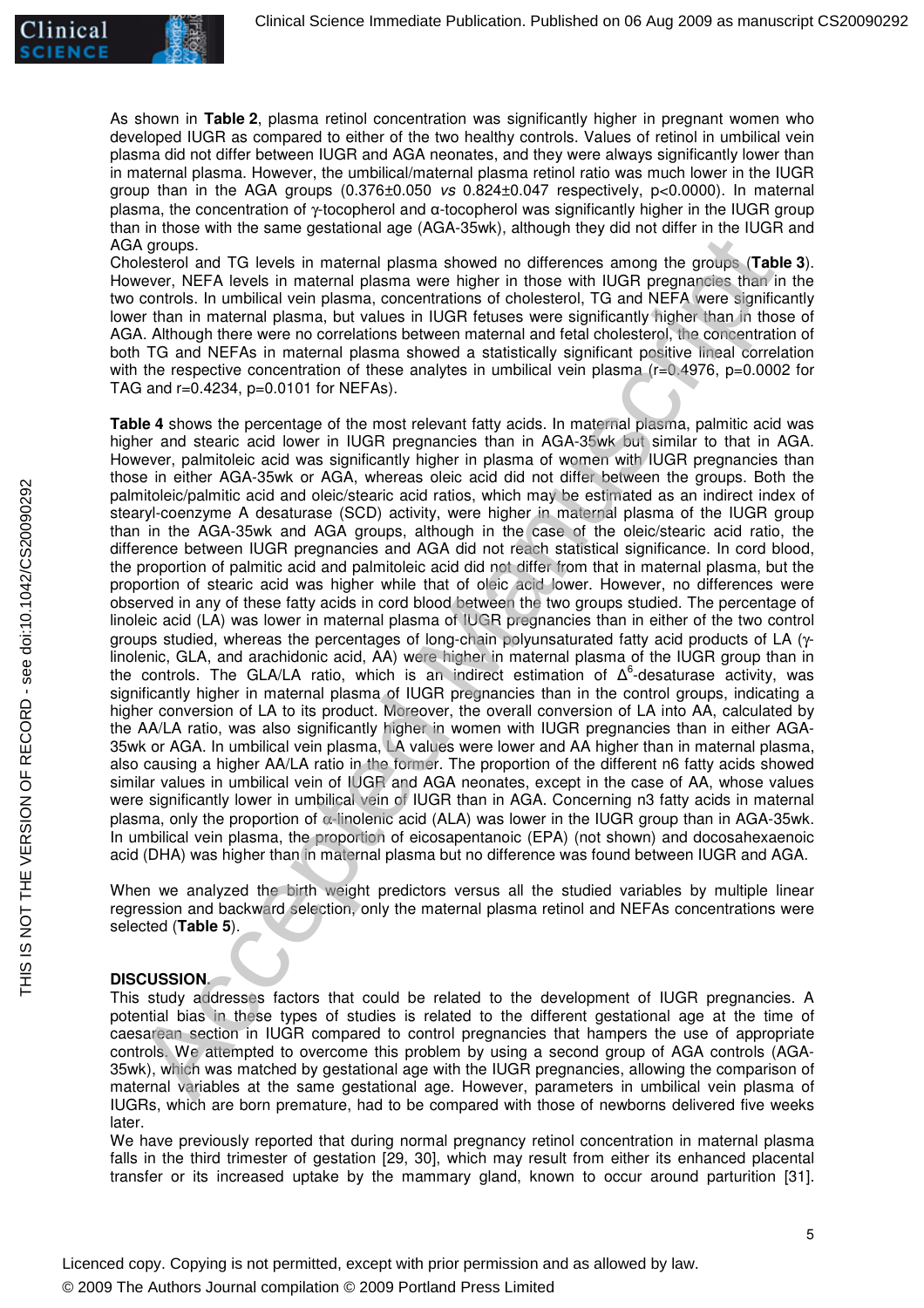As shown in **Table 2**, plasma retinol concentration was significantly higher in pregnant women who developed IUGR as compared to either of the two healthy controls. Values of retinol in umbilical vein plasma did not differ between IUGR and AGA neonates, and they were always significantly lower than in maternal plasma. However, the umbilical/maternal plasma retinol ratio was much lower in the IUGR group than in the AGA groups (0.376±0.050 *vs* 0.824±0.047 respectively, p<0.0000). In maternal plasma, the concentration of γ-tocopherol and α-tocopherol was significantly higher in the IUGR group than in those with the same gestational age (AGA-35wk), although they did not differ in the IUGR and AGA groups.

Cholesterol and TG levels in maternal plasma showed no differences among the groups (**Table 3**). However, NEFA levels in maternal plasma were higher in those with IUGR pregnancies than in the two controls. In umbilical vein plasma, concentrations of cholesterol, TG and NEFA were significantly lower than in maternal plasma, but values in IUGR fetuses were significantly higher than in those of AGA. Although there were no correlations between maternal and fetal cholesterol, the concentration of both TG and NEFAs in maternal plasma showed a statistically significant positive lineal correlation with the respective concentration of these analytes in umbilical vein plasma (r=0.4976, p=0.0002 for TAG and r=0.4234, p=0.0101 for NEFAs).

**Table 4** shows the percentage of the most relevant fatty acids. In maternal plasma, palmitic acid was higher and stearic acid lower in IUGR pregnancies than in AGA-35wk but similar to that in AGA. However, palmitoleic acid was significantly higher in plasma of women with IUGR pregnancies than those in either AGA-35wk or AGA, whereas oleic acid did not differ between the groups. Both the palmitoleic/palmitic acid and oleic/stearic acid ratios, which may be estimated as an indirect index of stearyl-coenzyme A desaturase (SCD) activity, were higher in maternal plasma of the IUGR group than in the AGA-35wk and AGA groups, although in the case of the oleic/stearic acid ratio, the difference between IUGR pregnancies and AGA did not reach statistical significance. In cord blood, the proportion of palmitic acid and palmitoleic acid did not differ from that in maternal plasma, but the proportion of stearic acid was higher while that of oleic acid lower. However, no differences were observed in any of these fatty acids in cord blood between the two groups studied. The percentage of linoleic acid (LA) was lower in maternal plasma of IUGR pregnancies than in either of the two control groups studied, whereas the percentages of long-chain polyunsaturated fatty acid products of LA (γ-linolenic, GLA, and arachidonic acid, AA) were higher in maternal plasma of the IUGR group than in the controls. The GLA/LA ratio, which is an indirect estimation of $\Delta^6$-desaturase activity, was significantly higher in maternal plasma of IUGR pregnancies than in the control groups, indicating a higher conversion of LA to its product. Moreover, the overall conversion of LA into AA, calculated by the AA/LA ratio, was also significantly higher in women with IUGR pregnancies than in either AGA-35wk or AGA. In umbilical vein plasma, LA values were lower and AA higher than in maternal plasma, also causing a higher AA/LA ratio in the former. The proportion of the different n6 fatty acids showed similar values in umbilical vein of IUGR and AGA neonates, except in the case of AA, whose values were significantly lower in umbilical vein of IUGR than in AGA. Concerning n3 fatty acids in maternal plasma, only the proportion of α-linolenic acid (ALA) was lower in the IUGR group than in AGA-35wk. In umbilical vein plasma, the proportion of eicosapentanoic (EPA) (not shown) and docosahexaenoic acid (DHA) was higher than in maternal plasma but no difference was found between IUGR and AGA.

When we analyzed the birth weight predictors versus all the studied variables by multiple linear regression and backward selection, only the maternal plasma retinol and NEFAs concentrations were selected (**Table 5**).

## DISCUSSION

This study addresses factors that could be related to the development of IUGR pregnancies. A potential bias in these types of studies is related to the different gestational age at the time of caesarean section in IUGR compared to control pregnancies that hampers the use of appropriate controls. We attempted to overcome this problem by using a second group of AGA controls (AGA-35wk), which was matched by gestational age with the IUGR pregnancies, allowing the comparison of maternal variables at the same gestational age. However, parameters in umbilical vein plasma of IUGRs, which are born premature, had to be compared with those of newborns delivered five weeks later.

We have previously reported that during normal pregnancy retinol concentration in maternal plasma falls in the third trimester of gestation [29, 30], which may result from either its enhanced placental transfer or its increased uptake by the mammary gland, known to occur around parturition [31].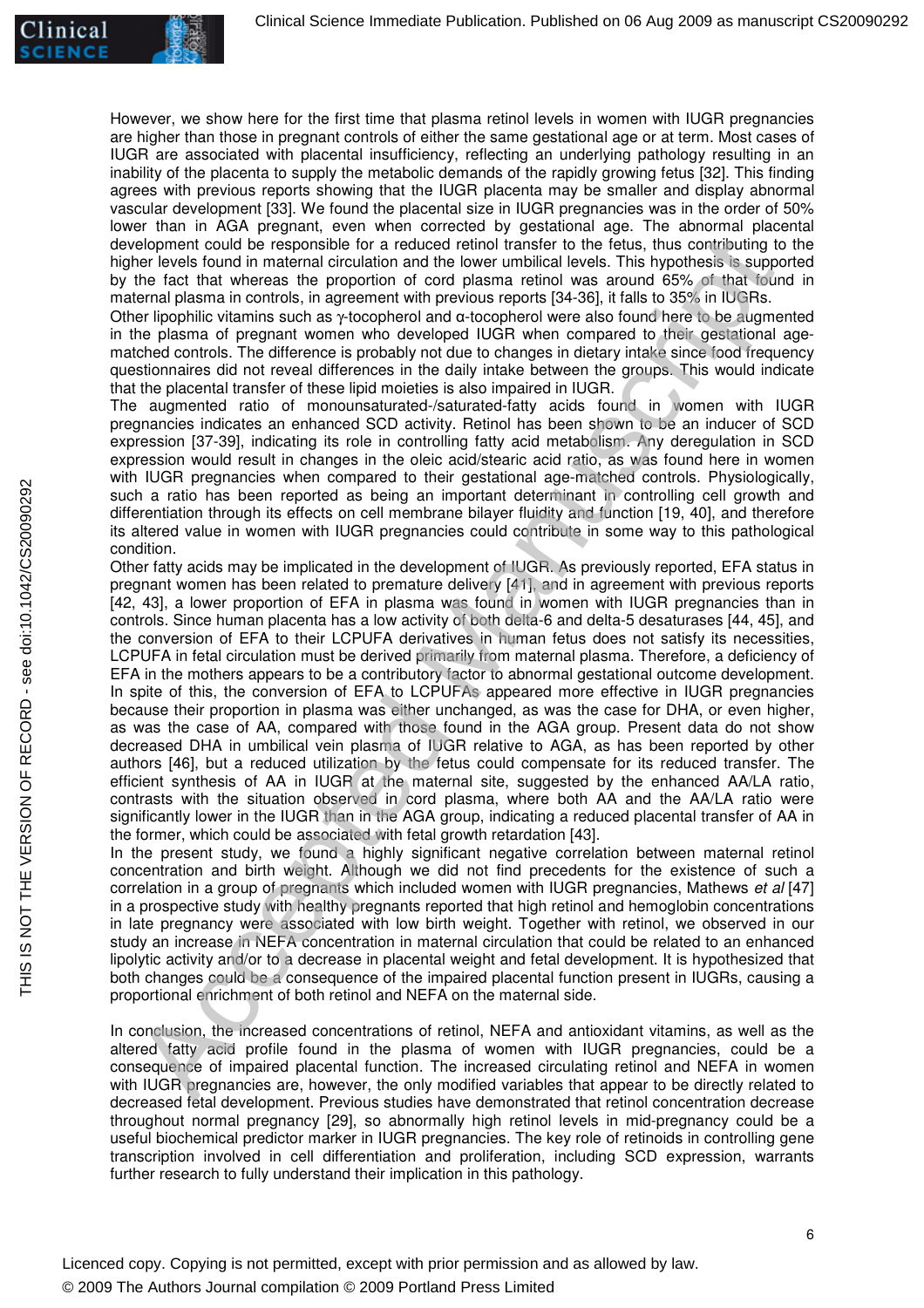However, we show here for the first time that plasma retinol levels in women with IUGR pregnancies are higher than those in pregnant controls of either the same gestational age or at term. Most cases of IUGR are associated with placental insufficiency, reflecting an underlying pathology resulting in an inability of the placenta to supply the metabolic demands of the rapidly growing fetus [32]. This finding agrees with previous reports showing that the IUGR placenta may be smaller and display abnormal vascular development [33]. We found the placental size in IUGR pregnancies was in the order of 50% lower than in AGA pregnant, even when corrected by gestational age. The abnormal placental development could be responsible for a reduced retinol transfer to the fetus, thus contributing to the higher levels found in maternal circulation and the lower umbilical levels. This hypothesis is supported by the fact that whereas the proportion of cord plasma retinol was around 65% of that found in maternal plasma in controls, in agreement with previous reports [34-36], it falls to 35% in IUGRs.

Other lipophilic vitamins such as γ-tocopherol and α-tocopherol were also found here to be augmented in the plasma of pregnant women who developed IUGR when compared to their gestational age-matched controls. The difference is probably not due to changes in dietary intake since food frequency questionnaires did not reveal differences in the daily intake between the groups. This would indicate that the placental transfer of these lipid moieties is also impaired in IUGR.

The augmented ratio of monounsaturated-/saturated-fatty acids found in women with IUGR pregnancies indicates an enhanced SCD activity. Retinol has been shown to be an inducer of SCD expression [37-39], indicating its role in controlling fatty acid metabolism. Any deregulation in SCD expression would result in changes in the oleic acid/stearic acid ratio, as was found here in women with IUGR pregnancies when compared to their gestational age-matched controls. Physiologically, such a ratio has been reported as being an important determinant in controlling cell growth and differentiation through its effects on cell membrane bilayer fluidity and function [19, 40], and therefore its altered value in women with IUGR pregnancies could contribute in some way to this pathological condition.

Other fatty acids may be implicated in the development of IUGR. As previously reported, EFA status in pregnant women has been related to premature delivery [41], and in agreement with previous reports [42, 43], a lower proportion of EFA in plasma was found in women with IUGR pregnancies than in controls. Since human placenta has a low activity of both delta-6 and delta-5 desaturases [44, 45], and the conversion of EFA to their LCPUFA derivatives in human fetus does not satisfy its necessities, LCPUFA in fetal circulation must be derived primarily from maternal plasma. Therefore, a deficiency of EFA in the mothers appears to be a contributory factor to abnormal gestational outcome development. In spite of this, the conversion of EFA to LCPUFAs appeared more effective in IUGR pregnancies because their proportion in plasma was either unchanged, as was the case for DHA, or even higher, as was the case of AA, compared with those found in the AGA group. Present data do not show decreased DHA in umbilical vein plasma of IUGR relative to AGA, as has been reported by other authors [46], but a reduced utilization by the fetus could compensate for its reduced transfer. The efficient synthesis of AA in IUGR at the maternal site, suggested by the enhanced AA/LA ratio, contrasts with the situation observed in cord plasma, where both AA and the AA/LA ratio were significantly lower in the IUGR than in the AGA group, indicating a reduced placental transfer of AA in the former, which could be associated with fetal growth retardation [43].

In the present study, we found a highly significant negative correlation between maternal retinol concentration and birth weight. Although we did not find precedents for the existence of such a correlation in a group of pregnants which included women with IUGR pregnancies, Mathews *et al* [47] in a prospective study with healthy pregnants reported that high retinol and hemoglobin concentrations in late pregnancy were associated with low birth weight. Together with retinol, we observed in our study an increase in NEFA concentration in maternal circulation that could be related to an enhanced lipolytic activity and/or to a decrease in placental weight and fetal development. It is hypothesized that both changes could be a consequence of the impaired placental function present in IUGRs, causing a proportional enrichment of both retinol and NEFA on the maternal side.

In conclusion, the increased concentrations of retinol, NEFA and antioxidant vitamins, as well as the altered fatty acid profile found in the plasma of women with IUGR pregnancies, could be a consequence of impaired placental function. The increased circulating retinol and NEFA in women with IUGR pregnancies are, however, the only modified variables that appear to be directly related to decreased fetal development. Previous studies have demonstrated that retinol concentration decrease throughout normal pregnancy [29], so abnormally high retinol levels in mid-pregnancy could be a useful biochemical predictor marker in IUGR pregnancies. The key role of retinoids in controlling gene transcription involved in cell differentiation and proliferation, including SCD expression, warrants further research to fully understand their implication in this pathology.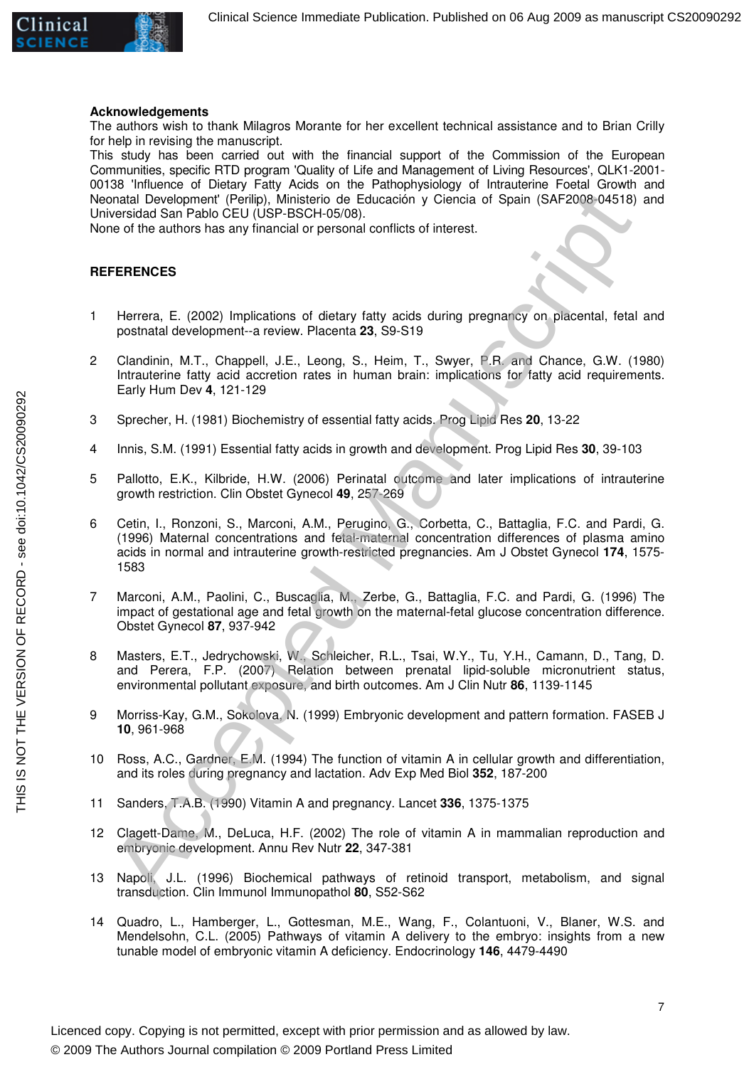## Acknowledgements

The authors wish to thank Milagros Morante for her excellent technical assistance and to Brian Crilly for help in revising the manuscript.

This study has been carried out with the financial support of the Commission of the European Communities, specific RTD program 'Quality of Life and Management of Living Resources', QLK1-2001-00138 'Influence of Dietary Fatty Acids on the Pathophysiology of Intrauterine Foetal Growth and Neonatal Development' (Perilip), Ministerio de Educación y Ciencia of Spain (SAF2008-04518) and Universidad San Pablo CEU (USP-BSCH-05/08).

None of the authors has any financial or personal conflicts of interest.

## REFERENCES

1. Herrera, E. (2002) Implications of dietary fatty acids during pregnancy on placental, fetal and postnatal development--a review. Placenta **23**, S9-S19

2. Clandinin, M.T., Chappell, J.E., Leong, S., Heim, T., Swyer, P.R. and Chance, G.W. (1980) Intrauterine fatty acid accretion rates in human brain: implications for fatty acid requirements. Early Hum Dev **4**, 121-129

3. Sprecher, H. (1981) Biochemistry of essential fatty acids. Prog Lipid Res **20**, 13-22

4. Innis, S.M. (1991) Essential fatty acids in growth and development. Prog Lipid Res **30**, 39-103

5. Pallotto, E.K., Kilbride, H.W. (2006) Perinatal outcome and later implications of intrauterine growth restriction. Clin Obstet Gynecol **49**, 257-269

6. Cetin, I., Ronzoni, S., Marconi, A.M., Perugino, G., Corbetta, C., Battaglia, F.C. and Pardi, G. (1996) Maternal concentrations and fetal-maternal concentration differences of plasma amino acids in normal and intrauterine growth-restricted pregnancies. Am J Obstet Gynecol **174**, 1575-1583

7. Marconi, A.M., Paolini, C., Buscaglia, M., Zerbe, G., Battaglia, F.C. and Pardi, G. (1996) The impact of gestational age and fetal growth on the maternal-fetal glucose concentration difference. Obstet Gynecol **87**, 937-942

8. Masters, E.T., Jedrychowski, W., Schleicher, R.L., Tsai, W.Y., Tu, Y.H., Camann, D., Tang, D. and Perera, F.P. (2007) Relation between prenatal lipid-soluble micronutrient status, environmental pollutant exposure, and birth outcomes. Am J Clin Nutr **86**, 1139-1145

9. Morriss-Kay, G.M., Sokolova, N. (1999) Embryonic development and pattern formation. FASEB J **10**, 961-968

10. Ross, A.C., Gardner, E.M. (1994) The function of vitamin A in cellular growth and differentiation, and its roles during pregnancy and lactation. Adv Exp Med Biol **352**, 187-200

11. Sanders, T.A.B. (1990) Vitamin A and pregnancy. Lancet **336**, 1375-1375

12. Clagett-Dame, M., DeLuca, H.F. (2002) The role of vitamin A in mammalian reproduction and embryonic development. Annu Rev Nutr **22**, 347-381

13. Napoli, J.L. (1996) Biochemical pathways of retinoid transport, metabolism, and signal transduction. Clin Immunol Immunopathol **80**, S52-S62

14. Quadro, L., Hamberger, L., Gottesman, M.E., Wang, F., Colantuoni, V., Blaner, W.S. and Mendelsohn, C.L. (2005) Pathways of vitamin A delivery to the embryo: insights from a new tunable model of embryonic vitamin A deficiency. Endocrinology **146**, 4479-4490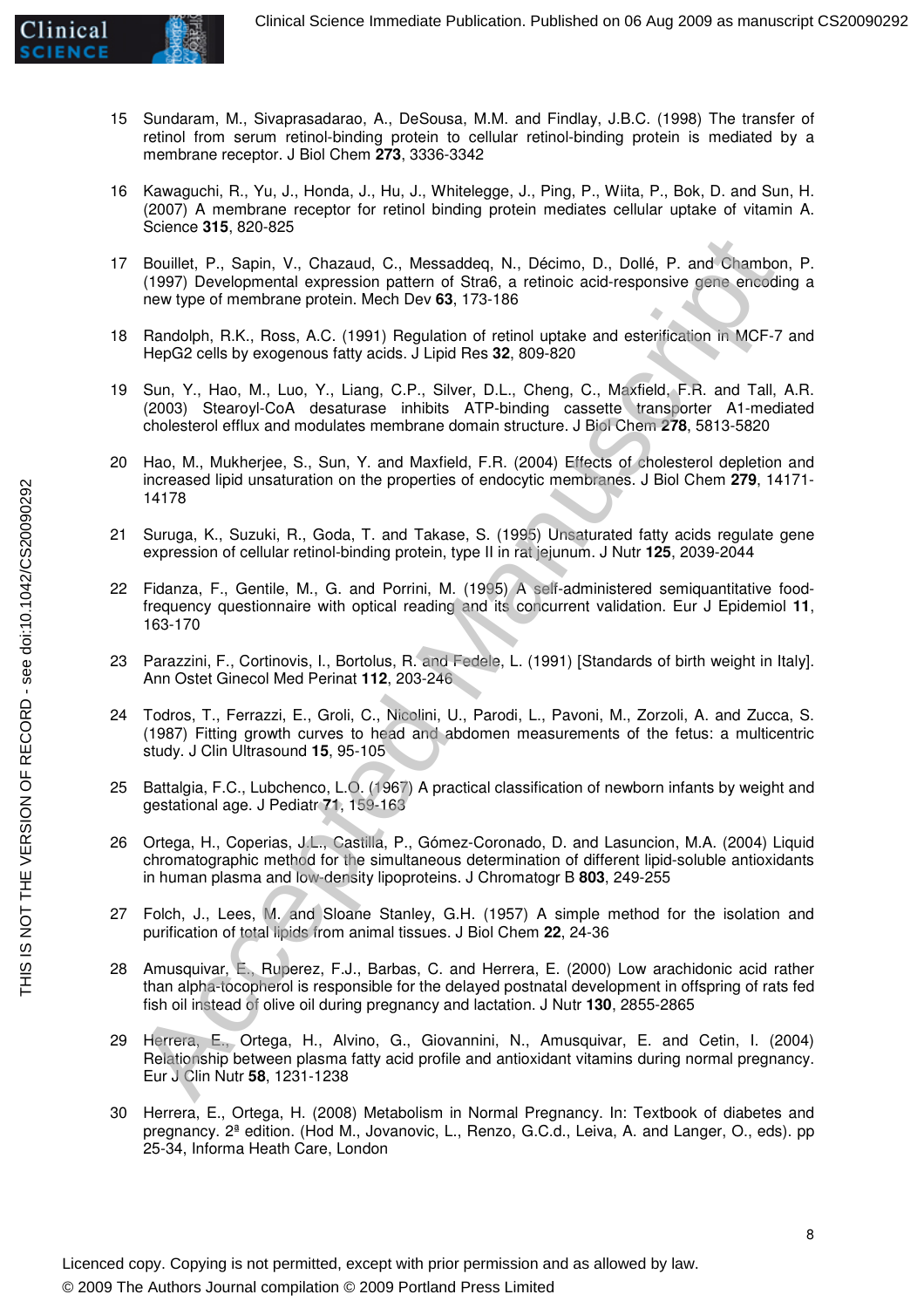15 Sundaram, M., Sivaprasadarao, A., DeSousa, M.M. and Findlay, J.B.C. (1998) The transfer of retinol from serum retinol-binding protein to cellular retinol-binding protein is mediated by a membrane receptor. J Biol Chem **273**, 3336-3342

16 Kawaguchi, R., Yu, J., Honda, J., Hu, J., Whitelegge, J., Ping, P., Wiita, P., Bok, D. and Sun, H. (2007) A membrane receptor for retinol binding protein mediates cellular uptake of vitamin A. Science **315**, 820-825

17 Bouillet, P., Sapin, V., Chazaud, C., Messaddeq, N., Décimo, D., Dollé, P. and Chambon, P. (1997) Developmental expression pattern of Stra6, a retinoic acid-responsive gene encoding a new type of membrane protein. Mech Dev **63**, 173-186

18 Randolph, R.K., Ross, A.C. (1991) Regulation of retinol uptake and esterification in MCF-7 and HepG2 cells by exogenous fatty acids. J Lipid Res **32**, 809-820

19 Sun, Y., Hao, M., Luo, Y., Liang, C.P., Silver, D.L., Cheng, C., Maxfield, F.R. and Tall, A.R. (2003) Stearoyl-CoA desaturase inhibits ATP-binding cassette transporter A1-mediated cholesterol efflux and modulates membrane domain structure. J Biol Chem **278**, 5813-5820

20 Hao, M., Mukherjee, S., Sun, Y. and Maxfield, F.R. (2004) Effects of cholesterol depletion and increased lipid unsaturation on the properties of endocytic membranes. J Biol Chem **279**, 14171-14178

21 Suruga, K., Suzuki, R., Goda, T. and Takase, S. (1995) Unsaturated fatty acids regulate gene expression of cellular retinol-binding protein, type II in rat jejunum. J Nutr **125**, 2039-2044

22 Fidanza, F., Gentile, M., G. and Porrini, M. (1995) A self-administered semiquantitative food-frequency questionnaire with optical reading and its concurrent validation. Eur J Epidemiol **11**, 163-170

23 Parazzini, F., Cortinovis, I., Bortolus, R. and Fedele, L. (1991) [Standards of birth weight in Italy]. Ann Ostet Ginecol Med Perinat **112**, 203-246

24 Todros, T., Ferrazzi, E., Groli, C., Nicolini, U., Parodi, L., Pavoni, M., Zorzoli, A. and Zucca, S. (1987) Fitting growth curves to head and abdomen measurements of the fetus: a multicentric study. J Clin Ultrasound **15**, 95-105

25 Battalgia, F.C., Lubchenco, L.O. (1967) A practical classification of newborn infants by weight and gestational age. J Pediatr **71**, 159-163

26 Ortega, H., Coperias, J.L., Castilla, P., Gómez-Coronado, D. and Lasuncion, M.A. (2004) Liquid chromatographic method for the simultaneous determination of different lipid-soluble antioxidants in human plasma and low-density lipoproteins. J Chromatogr B **803**, 249-255

27 Folch, J., Lees, M. and Sloane Stanley, G.H. (1957) A simple method for the isolation and purification of total lipids from animal tissues. J Biol Chem **22**, 24-36

28 Amusquivar, E., Ruperez, F.J., Barbas, C. and Herrera, E. (2000) Low arachidonic acid rather than alpha-tocopherol is responsible for the delayed postnatal development in offspring of rats fed fish oil instead of olive oil during pregnancy and lactation. J Nutr **130**, 2855-2865

29 Herrera, E., Ortega, H., Alvino, G., Giovannini, N., Amusquivar, E. and Cetin, I. (2004) Relationship between plasma fatty acid profile and antioxidant vitamins during normal pregnancy. Eur J Clin Nutr **58**, 1231-1238

30 Herrera, E., Ortega, H. (2008) Metabolism in Normal Pregnancy. In: Textbook of diabetes and pregnancy. 2ª edition. (Hod M., Jovanovic, L., Renzo, G.C.d., Leiva, A. and Langer, O., eds). pp 25-34, Informa Heath Care, London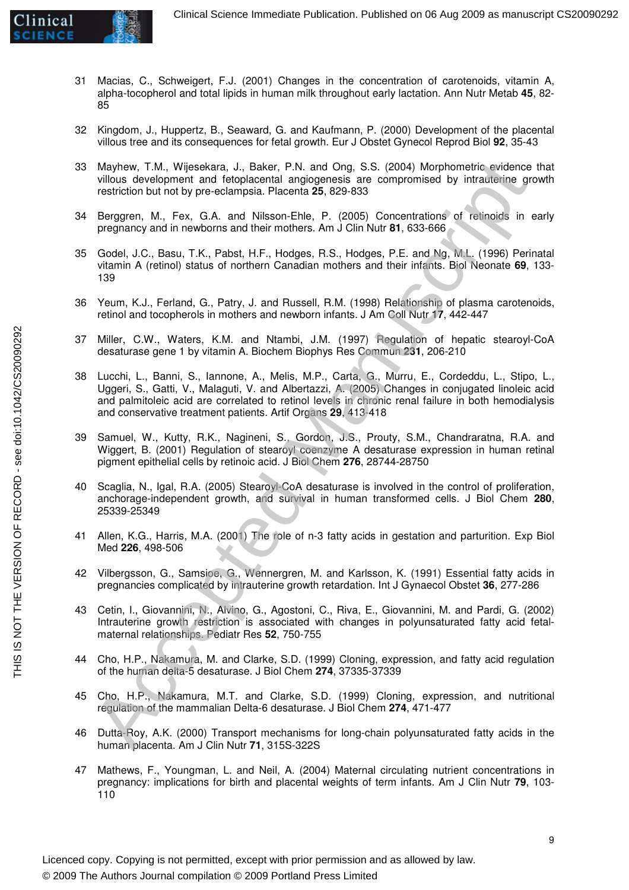31 Macias, C., Schweigert, F.J. (2001) Changes in the concentration of carotenoids, vitamin A, alpha-tocopherol and total lipids in human milk throughout early lactation. Ann Nutr Metab **45**, 82-85

32 Kingdom, J., Huppertz, B., Seaward, G. and Kaufmann, P. (2000) Development of the placental villous tree and its consequences for fetal growth. Eur J Obstet Gynecol Reprod Biol **92**, 35-43

33 Mayhew, T.M., Wijesekara, J., Baker, P.N. and Ong, S.S. (2004) Morphometric evidence that villous development and fetoplacental angiogenesis are compromised by intrauterine growth restriction but not by pre-eclampsia. Placenta **25**, 829-833

34 Berggren, M., Fex, G.A. and Nilsson-Ehle, P. (2005) Concentrations of retinoids in early pregnancy and in newborns and their mothers. Am J Clin Nutr **81**, 633-666

35 Godel, J.C., Basu, T.K., Pabst, H.F., Hodges, R.S., Hodges, P.E. and Ng, M.L. (1996) Perinatal vitamin A (retinol) status of northern Canadian mothers and their infants. Biol Neonate **69**, 133-139

36 Yeum, K.J., Ferland, G., Patry, J. and Russell, R.M. (1998) Relationship of plasma carotenoids, retinol and tocopherols in mothers and newborn infants. J Am Coll Nutr **17**, 442-447

37 Miller, C.W., Waters, K.M. and Ntambi, J.M. (1997) Regulation of hepatic stearoyl-CoA desaturase gene 1 by vitamin A. Biochem Biophys Res Commun **231**, 206-210

38 Lucchi, L., Banni, S., Iannone, A., Melis, M.P., Carta, G., Murru, E., Cordeddu, L., Stipo, L., Uggeri, S., Gatti, V., Malaguti, V. and Albertazzi, A. (2005) Changes in conjugated linoleic acid and palmitoleic acid are correlated to retinol levels in chronic renal failure in both hemodialysis and conservative treatment patients. Artif Organs **29**, 413-418

39 Samuel, W., Kutty, R.K., Nagineni, S., Gordon, J.S., Prouty, S.M., Chandraratna, R.A. and Wiggert, B. (2001) Regulation of stearoyl coenzyme A desaturase expression in human retinal pigment epithelial cells by retinoic acid. J Biol Chem **276**, 28744-28750

40 Scaglia, N., Igal, R.A. (2005) Stearoyl-CoA desaturase is involved in the control of proliferation, anchorage-independent growth, and survival in human transformed cells. J Biol Chem **280**, 25339-25349

41 Allen, K.G., Harris, M.A. (2001) The role of n-3 fatty acids in gestation and parturition. Exp Biol Med **226**, 498-506

42 Vilbergsson, G., Samsioe, G., Wennergren, M. and Karlsson, K. (1991) Essential fatty acids in pregnancies complicated by intrauterine growth retardation. Int J Gynaecol Obstet **36**, 277-286

43 Cetin, I., Giovannini, N., Alvino, G., Agostoni, C., Riva, E., Giovannini, M. and Pardi, G. (2002) Intrauterine growth restriction is associated with changes in polyunsaturated fatty acid fetal-maternal relationships. Pediatr Res **52**, 750-755

44 Cho, H.P., Nakamura, M. and Clarke, S.D. (1999) Cloning, expression, and fatty acid regulation of the human delta-5 desaturase. J Biol Chem **274**, 37335-37339

45 Cho, H.P., Nakamura, M.T. and Clarke, S.D. (1999) Cloning, expression, and nutritional regulation of the mammalian Delta-6 desaturase. J Biol Chem **274**, 471-477

46 Dutta-Roy, A.K. (2000) Transport mechanisms for long-chain polyunsaturated fatty acids in the human placenta. Am J Clin Nutr **71**, 315S-322S

47 Mathews, F., Youngman, L. and Neil, A. (2004) Maternal circulating nutrient concentrations in pregnancy: implications for birth and placental weights of term infants. Am J Clin Nutr **79**, 103-110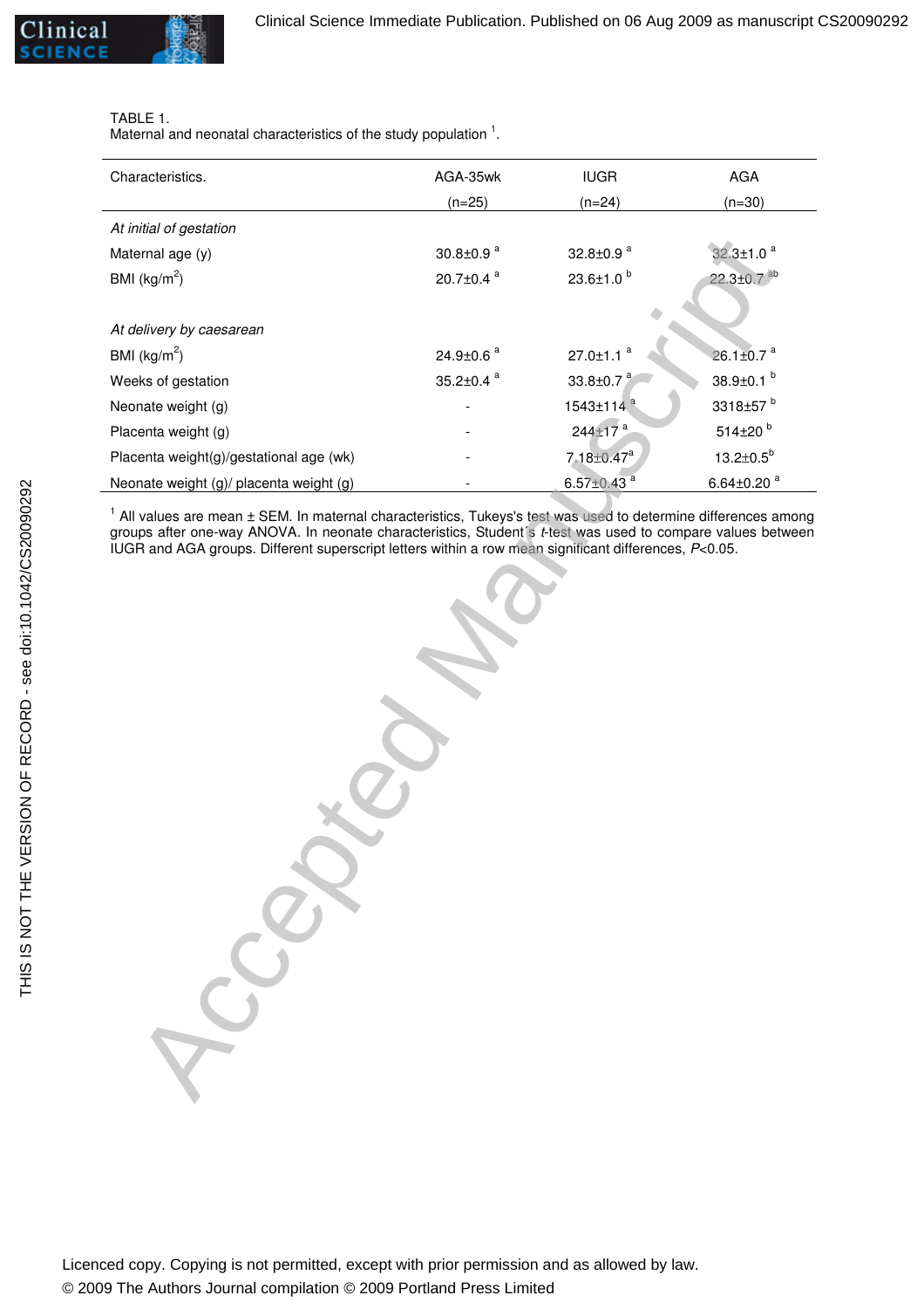TABLE 1.
Maternal and neonatal characteristics of the study population [1].

| Characteristics. | AGA-35wk (n=25) | IUGR (n=24) | AGA (n=30) |
|---|---|---|---|
| *At initial of gestation* | | | |
| Maternal age (y) | 30.8±0.9 [a] | 32.8±0.9 [a] | 32.3±1.0 [a] |
| BMI (kg/m$^2$) | 20.7±0.4 [a] | 23.6±1.0 [b] | 22.3±0.7 [ab] |
| | | | |
| *At delivery by caesarean* | | | |
| BMI (kg/m$^2$) | 24.9±0.6 [a] | 27.0±1.1 [a] | 26.1±0.7 [a] |
| Weeks of gestation | 35.2±0.4 [a] | 33.8±0.7 [a] | 38.9±0.1 [b] |
| Neonate weight (g) | - | 1543±114 [a] | 3318±57 [b] |
| Placenta weight (g) | - | 244±17 [a] | 514±20 [b] |
| Placenta weight(g)/gestational age (wk) | - | 7.18±0.47[a] | 13.2±0.5[b] |
| Neonate weight (g)/ placenta weight (g) | - | 6.57±0.43 [a] | 6.64±0.20 [a] |

[1] All values are mean ± SEM. In maternal characteristics, Tukeys's test was used to determine differences among groups after one-way ANOVA. In neonate characteristics, Student´s *t*-test was used to compare values between IUGR and AGA groups. Different superscript letters within a row mean significant differences, $P<0.05$.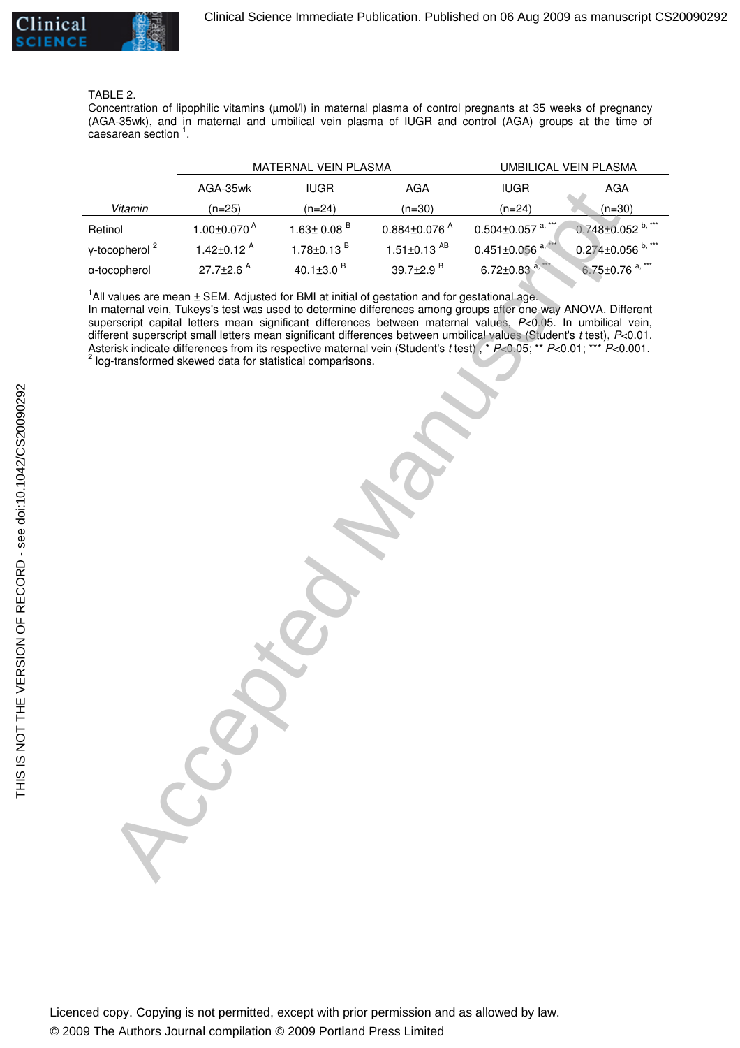TABLE 2.

Concentration of lipophilic vitamins (μmol/l) in maternal plasma of control pregnants at 35 weeks of pregnancy (AGA-35wk), and in maternal and umbilical vein plasma of IUGR and control (AGA) groups at the time of caesarean section [1].

| | MATERNAL VEIN PLASMA | | | UMBILICAL VEIN PLASMA | |
|---|---|---|---|---|---|
| | AGA-35wk | IUGR | AGA | IUGR | AGA |
| *Vitamin* | (n=25) | (n=24) | (n=30) | (n=24) | (n=30) |
| Retinol | 1.00±0.070 [A] | 1.63± 0.08 [B] | 0.884±0.076 [A] | 0.504±0.057 [a, ***] | 0.748±0.052 [b, ***] |
| γ-tocopherol [2] | 1.42±0.12 [A] | 1.78±0.13 [B] | 1.51±0.13 [AB] | 0.451±0.056 [a, ***] | 0.274±0.056 [b, ***] |
| α-tocopherol | 27.7±2.6 [A] | 40.1±3.0 [B] | 39.7±2.9 [B] | 6.72±0.83 [a, ***] | 6.75±0.76 [a, ***] |

[1]All values are mean ± SEM. Adjusted for BMI at initial of gestation and for gestational age.
In maternal vein, Tukeys's test was used to determine differences among groups after one-way ANOVA. Different superscript capital letters mean significant differences between maternal values, $P<0.05$. In umbilical vein, different superscript small letters mean significant differences between umbilical values (Student's *t* test), $P<0.01$. Asterisk indicate differences from its respective maternal vein (Student's *t* test) , * $P<0.05$; ** $P<0.01$; *** $P<0.001$.
[2] log-transformed skewed data for statistical comparisons.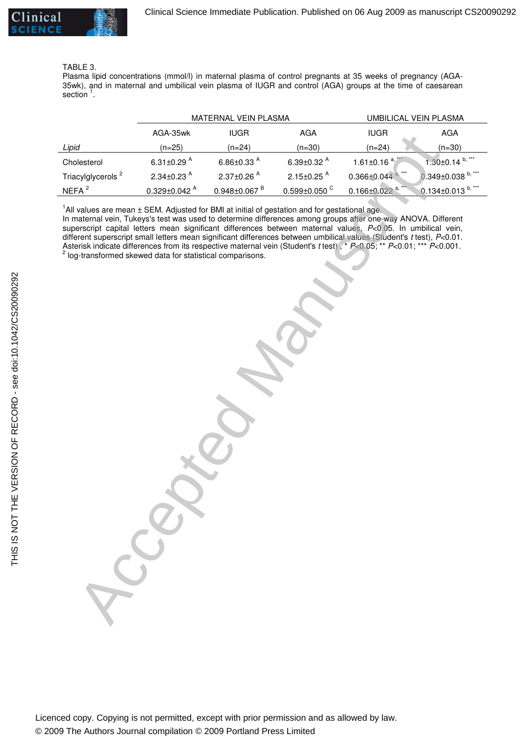TABLE 3.
Plasma lipid concentrations (mmol/l) in maternal plasma of control pregnants at 35 weeks of pregnancy (AGA-35wk), and in maternal and umbilical vein plasma of IUGR and control (AGA) groups at the time of caesarean section [1].

| | MATERNAL VEIN PLASMA | | | UMBILICAL VEIN PLASMA | |
|---|---|---|---|---|---|
| | AGA-35wk | IUGR | AGA | IUGR | AGA |
| *Lipid* | (n=25) | (n=24) | (n=30) | (n=24) | (n=30) |
| Cholesterol | 6.31±0.29 [A] | 6.86±0.33 [A] | 6.39±0.32 [A] | 1.61±0.16 [a, \*\*\*] | 1.30±0.14 [b, \*\*\*] |
| Triacylglycerols [2] | 2.34±0.23 [A] | 2.37±0.26 [A] | 2.15±0.25 [A] | 0.366±0.044 [a, \*\*\*] | 0.349±0.038 [b, \*\*\*] |
| NEFA [2] | 0.329±0.042 [A] | 0.948±0.067 [B] | 0.599±0.050 [C] | 0.166±0.022 [a, \*\*\*] | 0.134±0.013 [b, \*\*\*] |

[1] All values are mean ± SEM. Adjusted for BMI at initial of gestation and for gestational age.
In maternal vein, Tukeys's test was used to determine differences among groups after one-way ANOVA. Different superscript capital letters mean significant differences between maternal values, $P<0.05$. In umbilical vein, different superscript small letters mean significant differences between umbilical values (Student's *t* test), $P<0.01$. Asterisk indicate differences from its respective maternal vein (Student's *t* test) , \* $P<0.05$; \*\* $P<0.01$; \*\*\* $P<0.001$.
[2] log-transformed skewed data for statistical comparisons.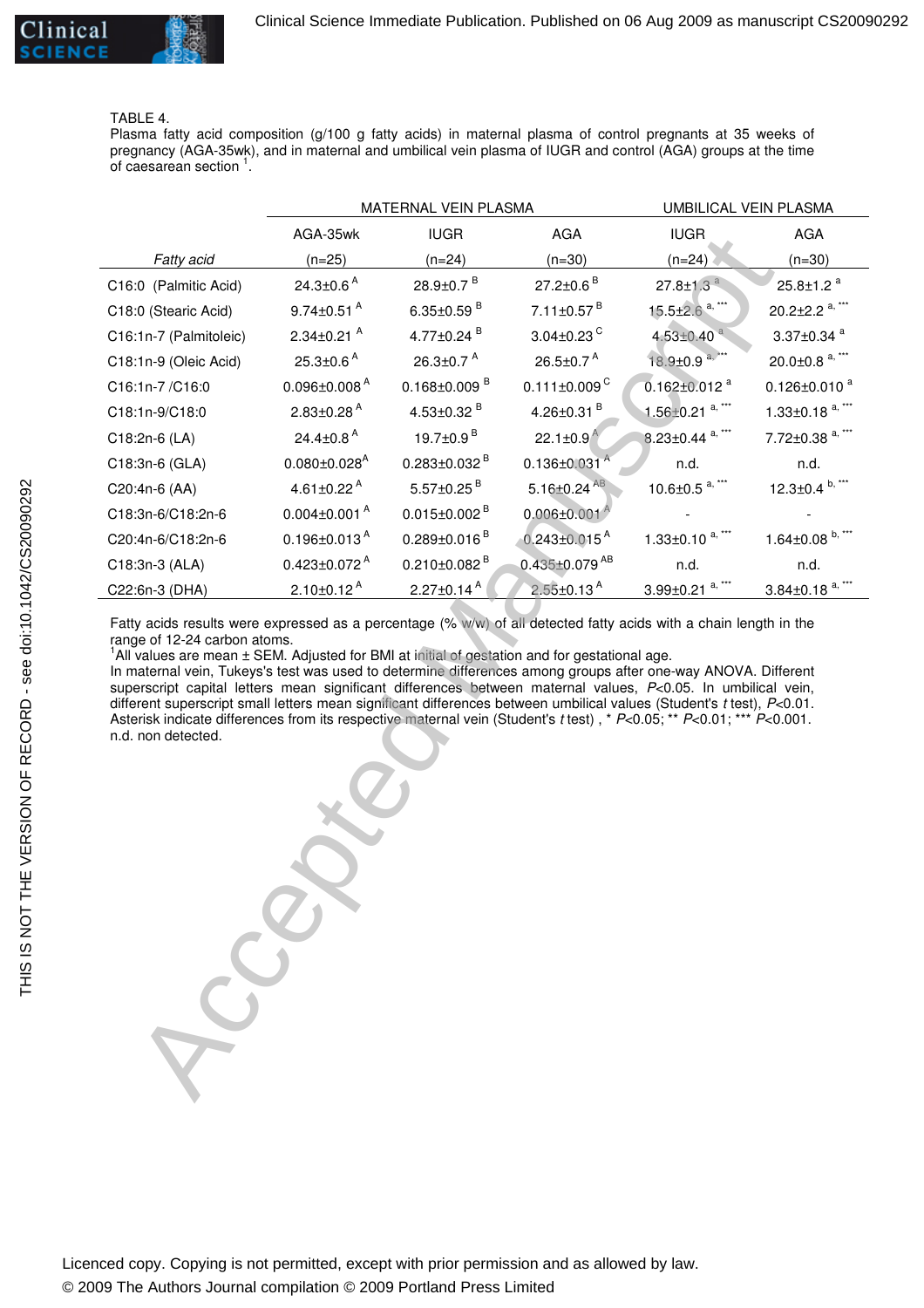TABLE 4.
Plasma fatty acid composition (g/100 g fatty acids) in maternal plasma of control pregnants at 35 weeks of pregnancy (AGA-35wk), and in maternal and umbilical vein plasma of IUGR and control (AGA) groups at the time of caesarean section [1].

| | MATERNAL VEIN PLASMA | | | UMBILICAL VEIN PLASMA | |
|---|---|---|---|---|---|
| | AGA-35wk | IUGR | AGA | IUGR | AGA |
| *Fatty acid* | (n=25) | (n=24) | (n=30) | (n=24) | (n=30) |
| C16:0 (Palmitic Acid) | 24.3±0.6 [A] | 28.9±0.7 [B] | 27.2±0.6 [B] | 27.8±1.3 [a] | 25.8±1.2 [a] |
| C18:0 (Stearic Acid) | 9.74±0.51 [A] | 6.35±0.59 [B] | 7.11±0.57 [B] | 15.5±2.6 [a, ***] | 20.2±2.2 [a, ***] |
| C16:1n-7 (Palmitoleic) | 2.34±0.21 [A] | 4.77±0.24 [B] | 3.04±0.23 [C] | 4.53±0.40 [a] | 3.37±0.34 [a] |
| C18:1n-9 (Oleic Acid) | 25.3±0.6 [A] | 26.3±0.7 [A] | 26.5±0.7 [A] | 18.9±0.9 [a, ***] | 20.0±0.8 [a, ***] |
| C16:1n-7 /C16:0 | 0.096±0.008 [A] | 0.168±0.009 [B] | 0.111±0.009 [C] | 0.162±0.012 [a] | 0.126±0.010 [a] |
| C18:1n-9/C18:0 | 2.83±0.28 [A] | 4.53±0.32 [B] | 4.26±0.31 [B] | 1.56±0.21 [a, ***] | 1.33±0.18 [a, ***] |
| C18:2n-6 (LA) | 24.4±0.8 [A] | 19.7±0.9 [B] | 22.1±0.9 [A] | 8.23±0.44 [a, ***] | 7.72±0.38 [a, ***] |
| C18:3n-6 (GLA) | 0.080±0.028 [A] | 0.283±0.032 [B] | 0.136±0.031 [A] | n.d. | n.d. |
| C20:4n-6 (AA) | 4.61±0.22 [A] | 5.57±0.25 [B] | 5.16±0.24 [AB] | 10.6±0.5 [a, ***] | 12.3±0.4 [b, ***] |
| C18:3n-6/C18:2n-6 | 0.004±0.001 [A] | 0.015±0.002 [B] | 0.006±0.001 [A] | - | - |
| C20:4n-6/C18:2n-6 | 0.196±0.013 [A] | 0.289±0.016 [B] | 0.243±0.015 [A] | 1.33±0.10 [a, ***] | 1.64±0.08 [b, ***] |
| C18:3n-3 (ALA) | 0.423±0.072 [A] | 0.210±0.082 [B] | 0.435±0.079 [AB] | n.d. | n.d. |
| C22:6n-3 (DHA) | 2.10±0.12 [A] | 2.27±0.14 [A] | 2.55±0.13 [A] | 3.99±0.21 [a, ***] | 3.84±0.18 [a, ***] |

Fatty acids results were expressed as a percentage (% w/w) of all detected fatty acids with a chain length in the range of 12-24 carbon atoms.
[1]All values are mean ± SEM. Adjusted for BMI at initial of gestation and for gestational age.
In maternal vein, Tukeys's test was used to determine differences among groups after one-way ANOVA. Different superscript capital letters mean significant differences between maternal values, $P<0.05$. In umbilical vein, different superscript small letters mean significant differences between umbilical values (Student's *t* test), $P<0.01$. Asterisk indicate differences from its respective maternal vein (Student's *t* test) , * $P<0.05$; ** $P<0.01$; *** $P<0.001$.
n.d. non detected.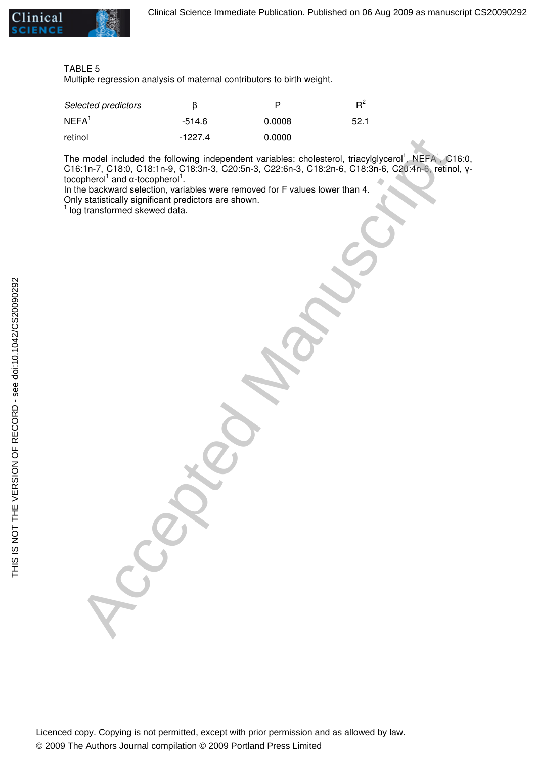TABLE 5
Multiple regression analysis of maternal contributors to birth weight.

| *Selected predictors* | β | P | $R^2$ |
|---|---|---|---|
| NEFA[1] | -514.6 | 0.0008 | 52.1 |
| retinol | -1227.4 | 0.0000 | |

The model included the following independent variables: cholesterol, triacylglycerol[1], NEFA[1], C16:0, C16:1n-7, C18:0, C18:1n-9, C18:3n-3, C20:5n-3, C22:6n-3, C18:2n-6, C18:3n-6, C20:4n-6, retinol, γ-tocopherol[1] and α-tocopherol[1].
In the backward selection, variables were removed for F values lower than 4.
Only statistically significant predictors are shown.
[1] log transformed skewed data.